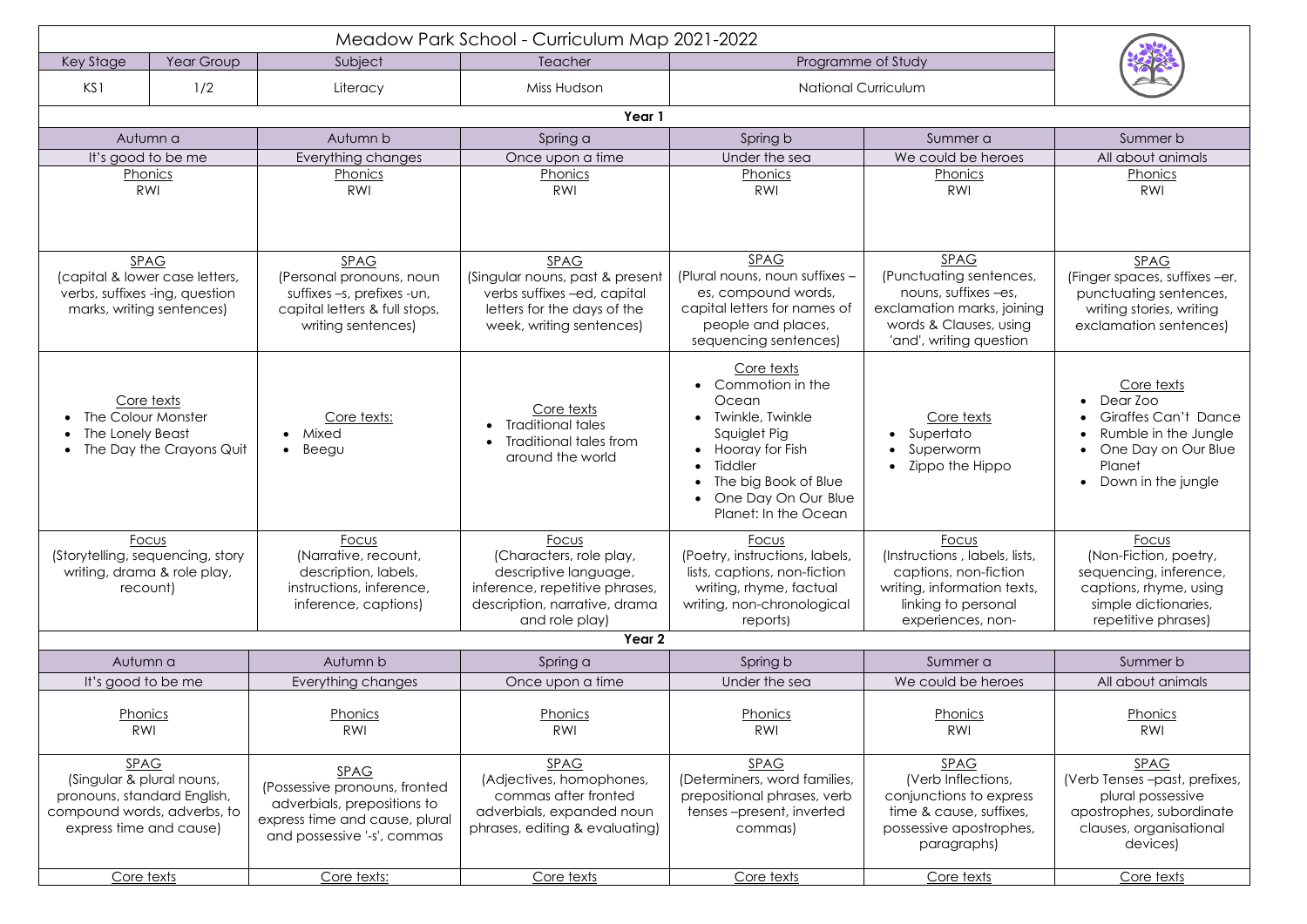# Meadow Park School - Curriculum Map 2021-2022

| Key Stage | Year Group | Subject | Teacher | Programme of Study |
|---|---|---|---|---|
| KS1 | 1/2 | Literacy | Miss Hudson | National Curriculum |

## Year 1

| Autumn a | Autumn b | Spring a | Spring b | Summer a | Summer b |
|---|---|---|---|---|---|
| It's good to be me | Everything changes | Once upon a time | Under the sea | We could be heroes | All about animals |
| Phonics<br>RWI | Phonics<br>RWI | Phonics<br>RWI | Phonics<br>RWI | Phonics<br>RWI | Phonics<br>RWI |
| SPAG<br>(capital & lower case letters, verbs, suffixes -ing, question marks, writing sentences) | SPAG<br>(Personal pronouns, noun suffixes –s, prefixes -un, capital letters & full stops, writing sentences) | SPAG<br>(Singular nouns, past & present verbs suffixes –ed, capital letters for the days of the week, writing sentences) | SPAG<br>(Plural nouns, noun suffixes – es, compound words, capital letters for names of people and places, sequencing sentences) | SPAG<br>(Punctuating sentences, nouns, suffixes –es, exclamation marks, joining words & Clauses, using 'and', writing question | SPAG<br>(Finger spaces, suffixes –er, punctuating sentences, writing stories, writing exclamation sentences) |
| Core texts<br>• The Colour Monster<br>• The Lonely Beast<br>• The Day the Crayons Quit | Core texts:<br>• Mixed<br>• Beegu | Core texts<br>• Traditional tales<br>• Traditional tales from around the world | Core texts<br>• Commotion in the Ocean<br>• Twinkle, Twinkle Squiglet Pig<br>• Hooray for Fish<br>• Tiddler<br>• The big Book of Blue<br>• One Day On Our Blue Planet: In the Ocean | Core texts<br>• Supertato<br>• Superworm<br>• Zippo the Hippo | Core texts<br>• Dear Zoo<br>• Giraffes Can't Dance<br>• Rumble in the Jungle<br>• One Day on Our Blue Planet<br>• Down in the jungle |
| Focus<br>(Storytelling, sequencing, story writing, drama & role play, recount) | Focus<br>(Narrative, recount, description, labels, instructions, inference, captions) | Focus<br>(Characters, role play, descriptive language, inference, repetitive phrases, description, narrative, drama and role play) | Focus<br>(Poetry, instructions, labels, lists, captions, non-fiction writing, rhyme, factual writing, non-chronological reports) | Focus<br>(Instructions , labels, lists, captions, non-fiction writing, information texts, linking to personal experiences, non- | Focus<br>(Non-Fiction, poetry, sequencing, inference, captions, rhyme, using simple dictionaries, repetitive phrases) |

## Year 2

| Autumn a | Autumn b | Spring a | Spring b | Summer a | Summer b |
|---|---|---|---|---|---|
| It's good to be me | Everything changes | Once upon a time | Under the sea | We could be heroes | All about animals |
| Phonics<br>RWI | Phonics<br>RWI | Phonics<br>RWI | Phonics<br>RWI | Phonics<br>RWI | Phonics<br>RWI |
| SPAG<br>(Singular & plural nouns, pronouns, standard English, compound words, adverbs, to express time and cause) | SPAG<br>(Possessive pronouns, fronted adverbials, prepositions to express time and cause, plural and possessive '-s', commas | SPAG<br>(Adjectives, homophones, commas after fronted adverbials, expanded noun phrases, editing & evaluating) | SPAG<br>(Determiners, word families, prepositional phrases, verb tenses –present, inverted commas) | SPAG<br>(Verb Inflections, conjunctions to express time & cause, suffixes, possessive apostrophes, paragraphs) | SPAG<br>(Verb Tenses –past, prefixes, plural possessive apostrophes, subordinate clauses, organisational devices) |
| Core texts | Core texts: | Core texts | Core texts | Core texts | Core texts |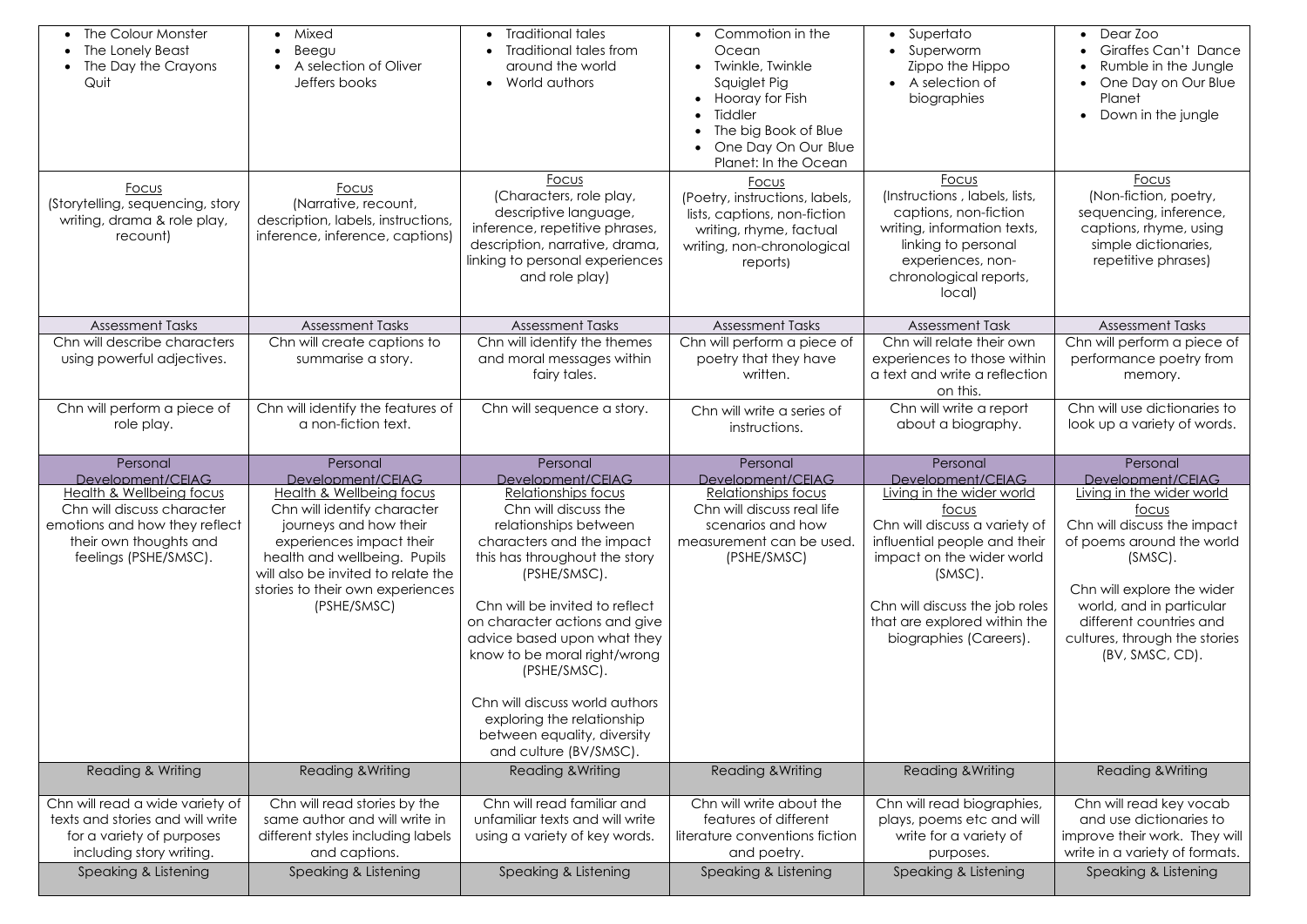| • The Colour Monster<br>• The Lonely Beast<br>• The Day the Crayons Quit | • Mixed<br>• Beegu<br>• A selection of Oliver Jeffers books | • Traditional tales<br>• Traditional tales from around the world<br>• World authors | • Commotion in the Ocean<br>• Twinkle, Twinkle Squiglet Pig<br>• Hooray for Fish<br>• Tiddler<br>• The big Book of Blue<br>• One Day On Our Blue Planet: In the Ocean | • Supertato<br>• Superworm<br>Zippo the Hippo<br>• A selection of biographies | • Dear Zoo<br>• Giraffes Can't Dance<br>• Rumble in the Jungle<br>• One Day on Our Blue Planet<br>• Down in the jungle |
|---|---|---|---|---|---|
| Focus<br>(Storytelling, sequencing, story writing, drama & role play, recount) | Focus<br>(Narrative, recount, description, labels, instructions, inference, inference, captions) | Focus<br>(Characters, role play, descriptive language, inference, repetitive phrases, description, narrative, drama, linking to personal experiences and role play) | Focus<br>(Poetry, instructions, labels, lists, captions, non-fiction writing, rhyme, factual writing, non-chronological reports) | Focus<br>(Instructions , labels, lists, captions, non-fiction writing, information texts, linking to personal experiences, non-chronological reports, local) | Focus<br>(Non-fiction, poetry, sequencing, inference, captions, rhyme, using simple dictionaries, repetitive phrases) |
| Assessment Tasks | Assessment Tasks | Assessment Tasks | Assessment Tasks | Assessment Task | Assessment Tasks |
| Chn will describe characters using powerful adjectives. | Chn will create captions to summarise a story. | Chn will identify the themes and moral messages within fairy tales. | Chn will perform a piece of poetry that they have written. | Chn will relate their own experiences to those within a text and write a reflection on this. | Chn will perform a piece of performance poetry from memory. |
| Chn will perform a piece of role play. | Chn will identify the features of a non-fiction text. | Chn will sequence a story. | Chn will write a series of instructions. | Chn will write a report about a biography. | Chn will use dictionaries to look up a variety of words. |
| Personal Development/CEIAG | Personal Development/CEIAG | Personal Development/CEIAG | Personal Development/CEIAG | Personal Development/CEIAG | Personal Development/CEIAG |
| Health & Wellbeing focus<br>Chn will discuss character emotions and how they reflect their own thoughts and feelings (PSHE/SMSC). | Health & Wellbeing focus<br>Chn will identify character journeys and how their experiences impact their health and wellbeing. Pupils will also be invited to relate the stories to their own experiences (PSHE/SMSC) | Relationships focus<br>Chn will discuss the relationships between characters and the impact this has throughout the story (PSHE/SMSC).<br><br>Chn will be invited to reflect on character actions and give advice based upon what they know to be moral right/wrong (PSHE/SMSC).<br><br>Chn will discuss world authors exploring the relationship between equality, diversity and culture (BV/SMSC). | Relationships focus<br>Chn will discuss real life scenarios and how measurement can be used. (PSHE/SMSC) | Living in the wider world focus<br>Chn will discuss a variety of influential people and their impact on the wider world (SMSC).<br><br>Chn will discuss the job roles that are explored within the biographies (Careers). | Living in the wider world focus<br>Chn will discuss the impact of poems around the world (SMSC).<br><br>Chn will explore the wider world, and in particular different countries and cultures, through the stories (BV, SMSC, CD). |
| Reading & Writing | Reading &Writing | Reading &Writing | Reading &Writing | Reading &Writing | Reading &Writing |
| Chn will read a wide variety of texts and stories and will write for a variety of purposes including story writing. | Chn will read stories by the same author and will write in different styles including labels and captions. | Chn will read familiar and unfamiliar texts and will write using a variety of key words. | Chn will write about the features of different literature conventions fiction and poetry. | Chn will read biographies, plays, poems etc and will write for a variety of purposes. | Chn will read key vocab and use dictionaries to improve their work. They will write in a variety of formats. |
| Speaking & Listening | Speaking & Listening | Speaking & Listening | Speaking & Listening | Speaking & Listening | Speaking & Listening |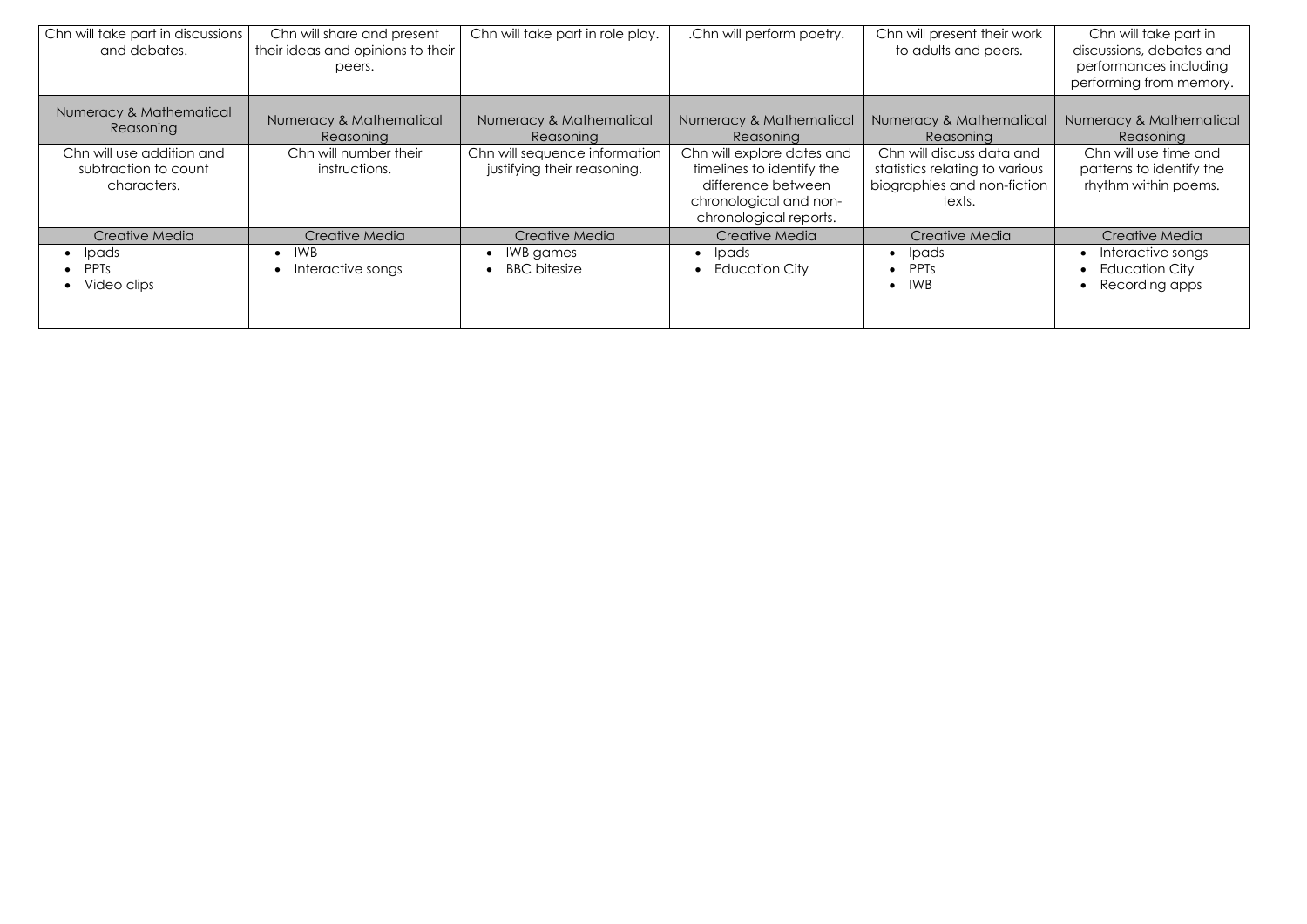| | | | | | |
|---|---|---|---|---|---|
| Chn will take part in discussions and debates. | Chn will share and present their ideas and opinions to their peers. | Chn will take part in role play. | .Chn will perform poetry. | Chn will present their work to adults and peers. | Chn will take part in discussions, debates and performances including performing from memory. |
| Numeracy & Mathematical Reasoning | Numeracy & Mathematical Reasoning | Numeracy & Mathematical Reasoning | Numeracy & Mathematical Reasoning | Numeracy & Mathematical Reasoning | Numeracy & Mathematical Reasoning |
| Chn will use addition and subtraction to count characters. | Chn will number their instructions. | Chn will sequence information justifying their reasoning. | Chn will explore dates and timelines to identify the difference between chronological and non-chronological reports. | Chn will discuss data and statistics relating to various biographies and non-fiction texts. | Chn will use time and patterns to identify the rhythm within poems. |
| Creative Media | Creative Media | Creative Media | Creative Media | Creative Media | Creative Media |
| • Ipads<br>• PPTs<br>• Video clips | • IWB<br>• Interactive songs | • IWB games<br>• BBC bitesize | • Ipads<br>• Education City | • Ipads<br>• PPTs<br>• IWB | • Interactive songs<br>• Education City<br>• Recording apps |